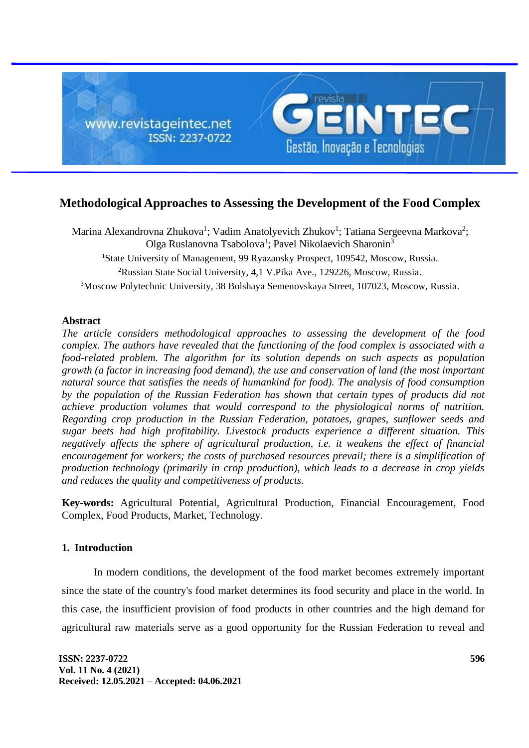# Methodological Approaches to Assessing the Development of the Food Complex

Marina Alexandrovna Zhukova[1]; Vadim Anatolyevich Zhukov[1]; Tatiana Sergeevna Markova[2]; Olga Ruslanovna Tsabolova[1]; Pavel Nikolaevich Sharonin[3]

[1]State University of Management, 99 Ryazansky Prospect, 109542, Moscow, Russia.

[2]Russian State Social University, 4,1 V.Pika Ave., 129226, Moscow, Russia.

[3]Moscow Polytechnic University, 38 Bolshaya Semenovskaya Street, 107023, Moscow, Russia.

## Abstract

*The article considers methodological approaches to assessing the development of the food complex. The authors have revealed that the functioning of the food complex is associated with a food-related problem. The algorithm for its solution depends on such aspects as population growth (a factor in increasing food demand), the use and conservation of land (the most important natural source that satisfies the needs of humankind for food). The analysis of food consumption by the population of the Russian Federation has shown that certain types of products did not achieve production volumes that would correspond to the physiological norms of nutrition. Regarding crop production in the Russian Federation, potatoes, grapes, sunflower seeds and sugar beets had high profitability. Livestock products experience a different situation. This negatively affects the sphere of agricultural production, i.e. it weakens the effect of financial encouragement for workers; the costs of purchased resources prevail; there is a simplification of production technology (primarily in crop production), which leads to a decrease in crop yields and reduces the quality and competitiveness of products.*

**Key-words:** Agricultural Potential, Agricultural Production, Financial Encouragement, Food Complex, Food Products, Market, Technology.

## 1. Introduction

In modern conditions, the development of the food market becomes extremely important since the state of the country's food market determines its food security and place in the world. In this case, the insufficient provision of food products in other countries and the high demand for agricultural raw materials serve as a good opportunity for the Russian Federation to reveal and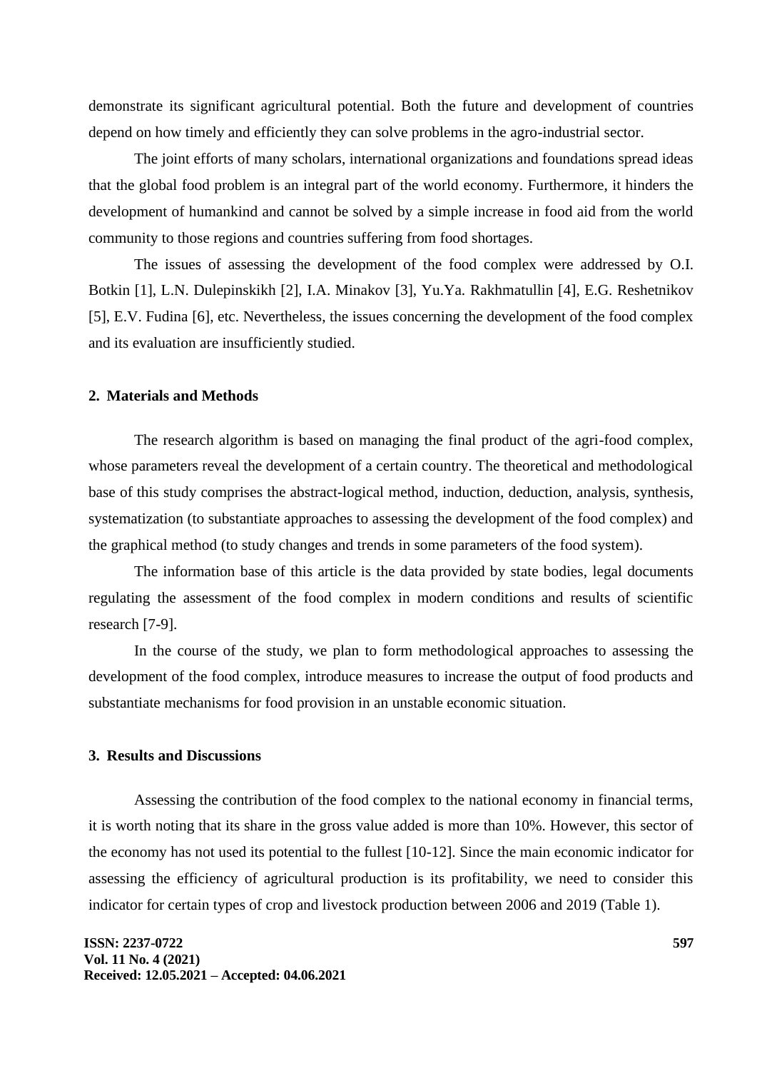demonstrate its significant agricultural potential. Both the future and development of countries depend on how timely and efficiently they can solve problems in the agro-industrial sector.

The joint efforts of many scholars, international organizations and foundations spread ideas that the global food problem is an integral part of the world economy. Furthermore, it hinders the development of humankind and cannot be solved by a simple increase in food aid from the world community to those regions and countries suffering from food shortages.

The issues of assessing the development of the food complex were addressed by O.I. Botkin [1], L.N. Dulepinskikh [2], I.A. Minakov [3], Yu.Ya. Rakhmatullin [4], E.G. Reshetnikov [5], E.V. Fudina [6], etc. Nevertheless, the issues concerning the development of the food complex and its evaluation are insufficiently studied.

## 2. Materials and Methods

The research algorithm is based on managing the final product of the agri-food complex, whose parameters reveal the development of a certain country. The theoretical and methodological base of this study comprises the abstract-logical method, induction, deduction, analysis, synthesis, systematization (to substantiate approaches to assessing the development of the food complex) and the graphical method (to study changes and trends in some parameters of the food system).

The information base of this article is the data provided by state bodies, legal documents regulating the assessment of the food complex in modern conditions and results of scientific research [7-9].

In the course of the study, we plan to form methodological approaches to assessing the development of the food complex, introduce measures to increase the output of food products and substantiate mechanisms for food provision in an unstable economic situation.

## 3. Results and Discussions

Assessing the contribution of the food complex to the national economy in financial terms, it is worth noting that its share in the gross value added is more than 10%. However, this sector of the economy has not used its potential to the fullest [10-12]. Since the main economic indicator for assessing the efficiency of agricultural production is its profitability, we need to consider this indicator for certain types of crop and livestock production between 2006 and 2019 (Table 1).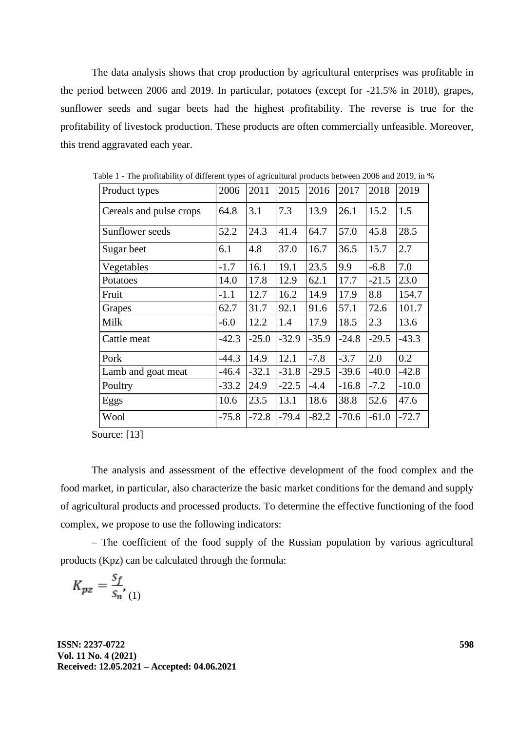The data analysis shows that crop production by agricultural enterprises was profitable in the period between 2006 and 2019. In particular, potatoes (except for -21.5% in 2018), grapes, sunflower seeds and sugar beets had the highest profitability. The reverse is true for the profitability of livestock production. These products are often commercially unfeasible. Moreover, this trend aggravated each year.

Table 1 - The profitability of different types of agricultural products between 2006 and 2019, in %

| Product types | 2006 | 2011 | 2015 | 2016 | 2017 | 2018 | 2019 |
|---|---|---|---|---|---|---|---|
| Cereals and pulse crops | 64.8 | 3.1 | 7.3 | 13.9 | 26.1 | 15.2 | 1.5 |
| Sunflower seeds | 52.2 | 24.3 | 41.4 | 64.7 | 57.0 | 45.8 | 28.5 |
| Sugar beet | 6.1 | 4.8 | 37.0 | 16.7 | 36.5 | 15.7 | 2.7 |
| Vegetables | -1.7 | 16.1 | 19.1 | 23.5 | 9.9 | -6.8 | 7.0 |
| Potatoes | 14.0 | 17.8 | 12.9 | 62.1 | 17.7 | -21.5 | 23.0 |
| Fruit | -1.1 | 12.7 | 16.2 | 14.9 | 17.9 | 8.8 | 154.7 |
| Grapes | 62.7 | 31.7 | 92.1 | 91.6 | 57.1 | 72.6 | 101.7 |
| Milk | -6.0 | 12.2 | 1.4 | 17.9 | 18.5 | 2.3 | 13.6 |
| Cattle meat | -42.3 | -25.0 | -32.9 | -35.9 | -24.8 | -29.5 | -43.3 |
| Pork | -44.3 | 14.9 | 12.1 | -7.8 | -3.7 | 2.0 | 0.2 |
| Lamb and goat meat | -46.4 | -32.1 | -31.8 | -29.5 | -39.6 | -40.0 | -42.8 |
| Poultry | -33.2 | 24.9 | -22.5 | -4.4 | -16.8 | -7.2 | -10.0 |
| Eggs | 10.6 | 23.5 | 13.1 | 18.6 | 38.8 | 52.6 | 47.6 |
| Wool | -75.8 | -72.8 | -79.4 | -82.2 | -70.6 | -61.0 | -72.7 |

Source: [13]

The analysis and assessment of the effective development of the food complex and the food market, in particular, also characterize the basic market conditions for the demand and supply of agricultural products and processed products. To determine the effective functioning of the food complex, we propose to use the following indicators:

– The coefficient of the food supply of the Russian population by various agricultural products (Kpz) can be calculated through the formula:

$$K_{pz} = \frac{S_f}{S_n}, \quad (1)$$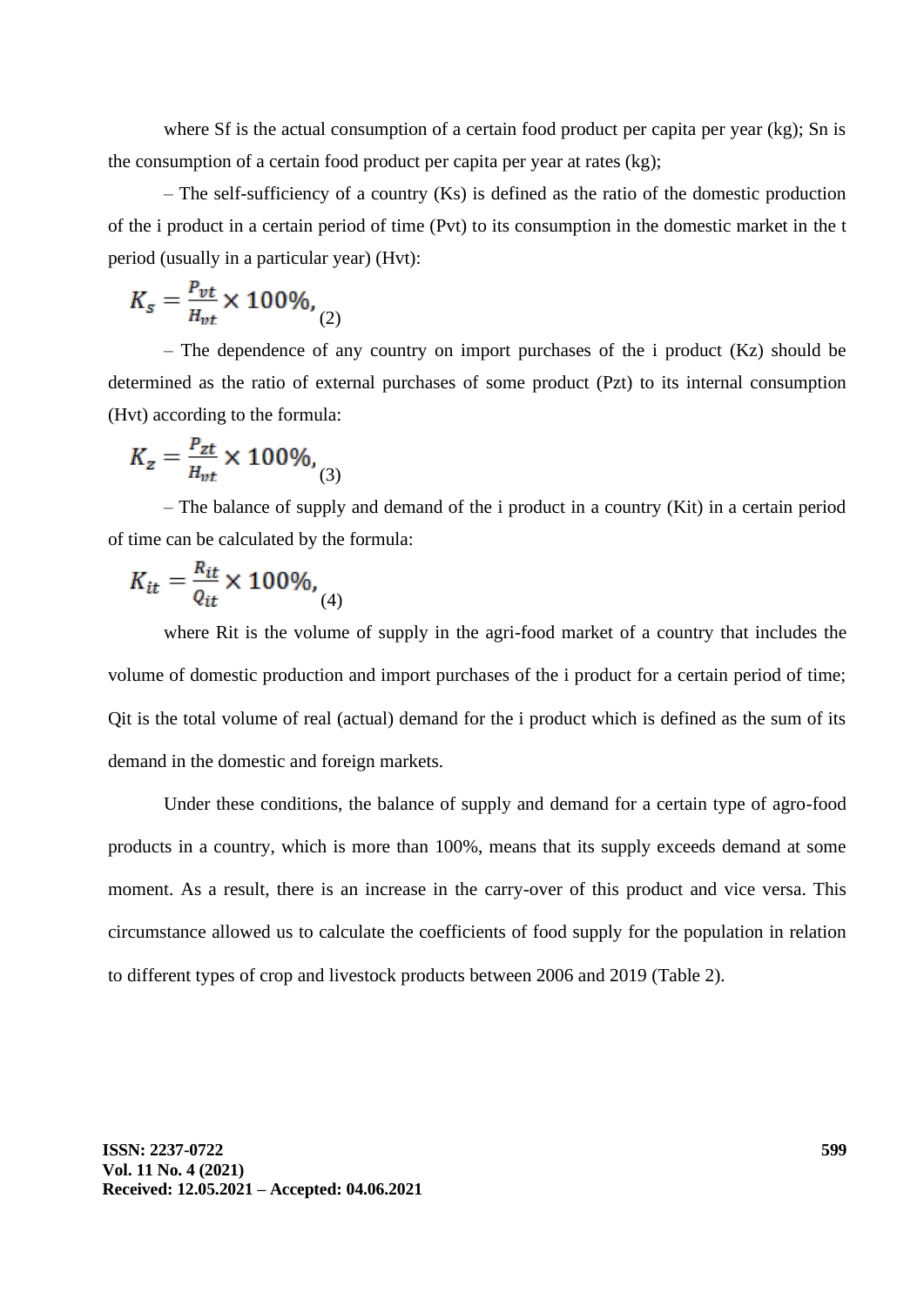where Sf is the actual consumption of a certain food product per capita per year (kg); Sn is the consumption of a certain food product per capita per year at rates (kg);

– The self-sufficiency of a country (Ks) is defined as the ratio of the domestic production of the i product in a certain period of time (Pvt) to its consumption in the domestic market in the t period (usually in a particular year) (Hvt):

$$K_s = \frac{P_{vt}}{H_{vt}} \times 100\%, \quad (2)$$

– The dependence of any country on import purchases of the i product (Kz) should be determined as the ratio of external purchases of some product (Pzt) to its internal consumption (Hvt) according to the formula:

$$K_z = \frac{P_{zt}}{H_{vt}} \times 100\%, \quad (3)$$

– The balance of supply and demand of the i product in a country (Kit) in a certain period of time can be calculated by the formula:

$$K_{it} = \frac{R_{it}}{Q_{it}} \times 100\%, \quad (4)$$

where Rit is the volume of supply in the agri-food market of a country that includes the volume of domestic production and import purchases of the i product for a certain period of time; Qit is the total volume of real (actual) demand for the i product which is defined as the sum of its demand in the domestic and foreign markets.

Under these conditions, the balance of supply and demand for a certain type of agro-food products in a country, which is more than 100%, means that its supply exceeds demand at some moment. As a result, there is an increase in the carry-over of this product and vice versa. This circumstance allowed us to calculate the coefficients of food supply for the population in relation to different types of crop and livestock products between 2006 and 2019 (Table 2).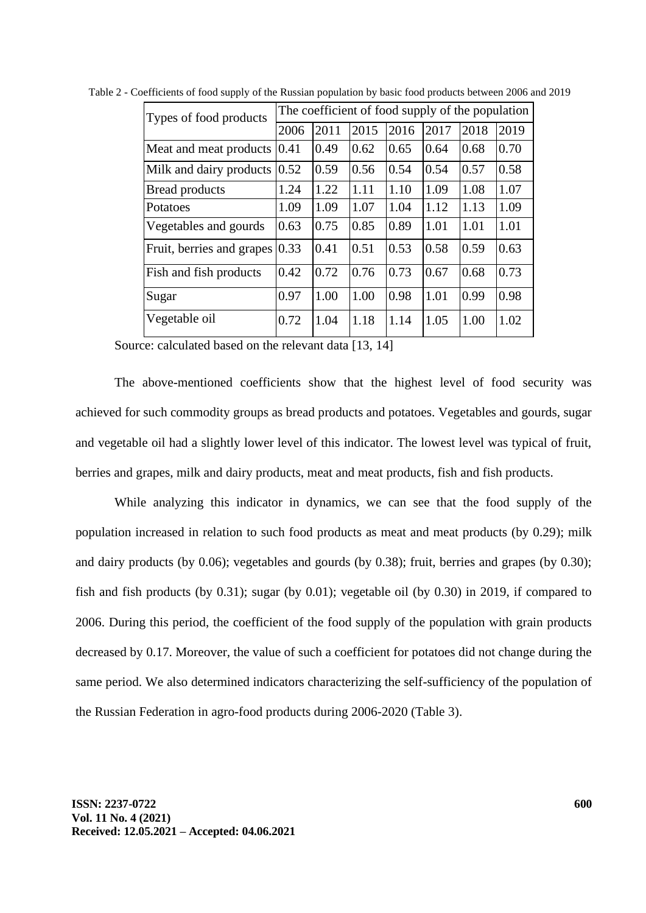Table 2 - Coefficients of food supply of the Russian population by basic food products between 2006 and 2019

| Types of food products | The coefficient of food supply of the population | | | | | | |
|---|---|---|---|---|---|---|---|
| | 2006 | 2011 | 2015 | 2016 | 2017 | 2018 | 2019 |
| Meat and meat products | 0.41 | 0.49 | 0.62 | 0.65 | 0.64 | 0.68 | 0.70 |
| Milk and dairy products | 0.52 | 0.59 | 0.56 | 0.54 | 0.54 | 0.57 | 0.58 |
| Bread products | 1.24 | 1.22 | 1.11 | 1.10 | 1.09 | 1.08 | 1.07 |
| Potatoes | 1.09 | 1.09 | 1.07 | 1.04 | 1.12 | 1.13 | 1.09 |
| Vegetables and gourds | 0.63 | 0.75 | 0.85 | 0.89 | 1.01 | 1.01 | 1.01 |
| Fruit, berries and grapes | 0.33 | 0.41 | 0.51 | 0.53 | 0.58 | 0.59 | 0.63 |
| Fish and fish products | 0.42 | 0.72 | 0.76 | 0.73 | 0.67 | 0.68 | 0.73 |
| Sugar | 0.97 | 1.00 | 1.00 | 0.98 | 1.01 | 0.99 | 0.98 |
| Vegetable oil | 0.72 | 1.04 | 1.18 | 1.14 | 1.05 | 1.00 | 1.02 |

Source: calculated based on the relevant data [13, 14]

The above-mentioned coefficients show that the highest level of food security was achieved for such commodity groups as bread products and potatoes. Vegetables and gourds, sugar and vegetable oil had a slightly lower level of this indicator. The lowest level was typical of fruit, berries and grapes, milk and dairy products, meat and meat products, fish and fish products.

While analyzing this indicator in dynamics, we can see that the food supply of the population increased in relation to such food products as meat and meat products (by 0.29); milk and dairy products (by 0.06); vegetables and gourds (by 0.38); fruit, berries and grapes (by 0.30); fish and fish products (by 0.31); sugar (by 0.01); vegetable oil (by 0.30) in 2019, if compared to 2006. During this period, the coefficient of the food supply of the population with grain products decreased by 0.17. Moreover, the value of such a coefficient for potatoes did not change during the same period. We also determined indicators characterizing the self-sufficiency of the population of the Russian Federation in agro-food products during 2006-2020 (Table 3).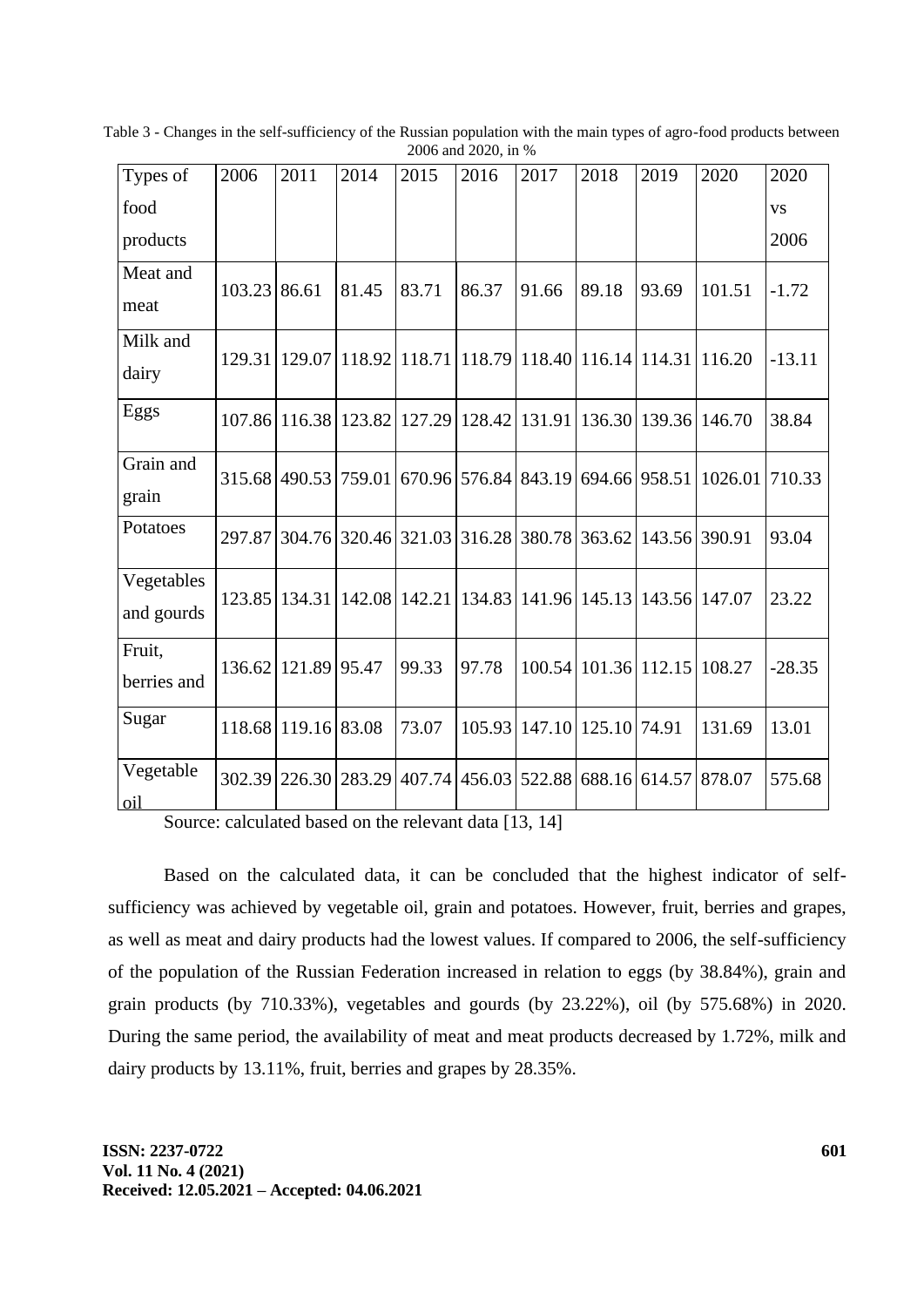Table 3 - Changes in the self-sufficiency of the Russian population with the main types of agro-food products between 2006 and 2020, in %

| Types of food products | 2006 | 2011 | 2014 | 2015 | 2016 | 2017 | 2018 | 2019 | 2020 | 2020 vs 2006 |
|---|---|---|---|---|---|---|---|---|---|---|
| Meat and meat | 103.23 | 86.61 | 81.45 | 83.71 | 86.37 | 91.66 | 89.18 | 93.69 | 101.51 | -1.72 |
| Milk and dairy | 129.31 | 129.07 | 118.92 | 118.71 | 118.79 | 118.40 | 116.14 | 114.31 | 116.20 | -13.11 |
| Eggs | 107.86 | 116.38 | 123.82 | 127.29 | 128.42 | 131.91 | 136.30 | 139.36 | 146.70 | 38.84 |
| Grain and grain | 315.68 | 490.53 | 759.01 | 670.96 | 576.84 | 843.19 | 694.66 | 958.51 | 1026.01 | 710.33 |
| Potatoes | 297.87 | 304.76 | 320.46 | 321.03 | 316.28 | 380.78 | 363.62 | 143.56 | 390.91 | 93.04 |
| Vegetables and gourds | 123.85 | 134.31 | 142.08 | 142.21 | 134.83 | 141.96 | 145.13 | 143.56 | 147.07 | 23.22 |
| Fruit, berries and | 136.62 | 121.89 | 95.47 | 99.33 | 97.78 | 100.54 | 101.36 | 112.15 | 108.27 | -28.35 |
| Sugar | 118.68 | 119.16 | 83.08 | 73.07 | 105.93 | 147.10 | 125.10 | 74.91 | 131.69 | 13.01 |
| Vegetable oil | 302.39 | 226.30 | 283.29 | 407.74 | 456.03 | 522.88 | 688.16 | 614.57 | 878.07 | 575.68 |

Source: calculated based on the relevant data [13, 14]

Based on the calculated data, it can be concluded that the highest indicator of self-sufficiency was achieved by vegetable oil, grain and potatoes. However, fruit, berries and grapes, as well as meat and dairy products had the lowest values. If compared to 2006, the self-sufficiency of the population of the Russian Federation increased in relation to eggs (by 38.84%), grain and grain products (by 710.33%), vegetables and gourds (by 23.22%), oil (by 575.68%) in 2020. During the same period, the availability of meat and meat products decreased by 1.72%, milk and dairy products by 13.11%, fruit, berries and grapes by 28.35%.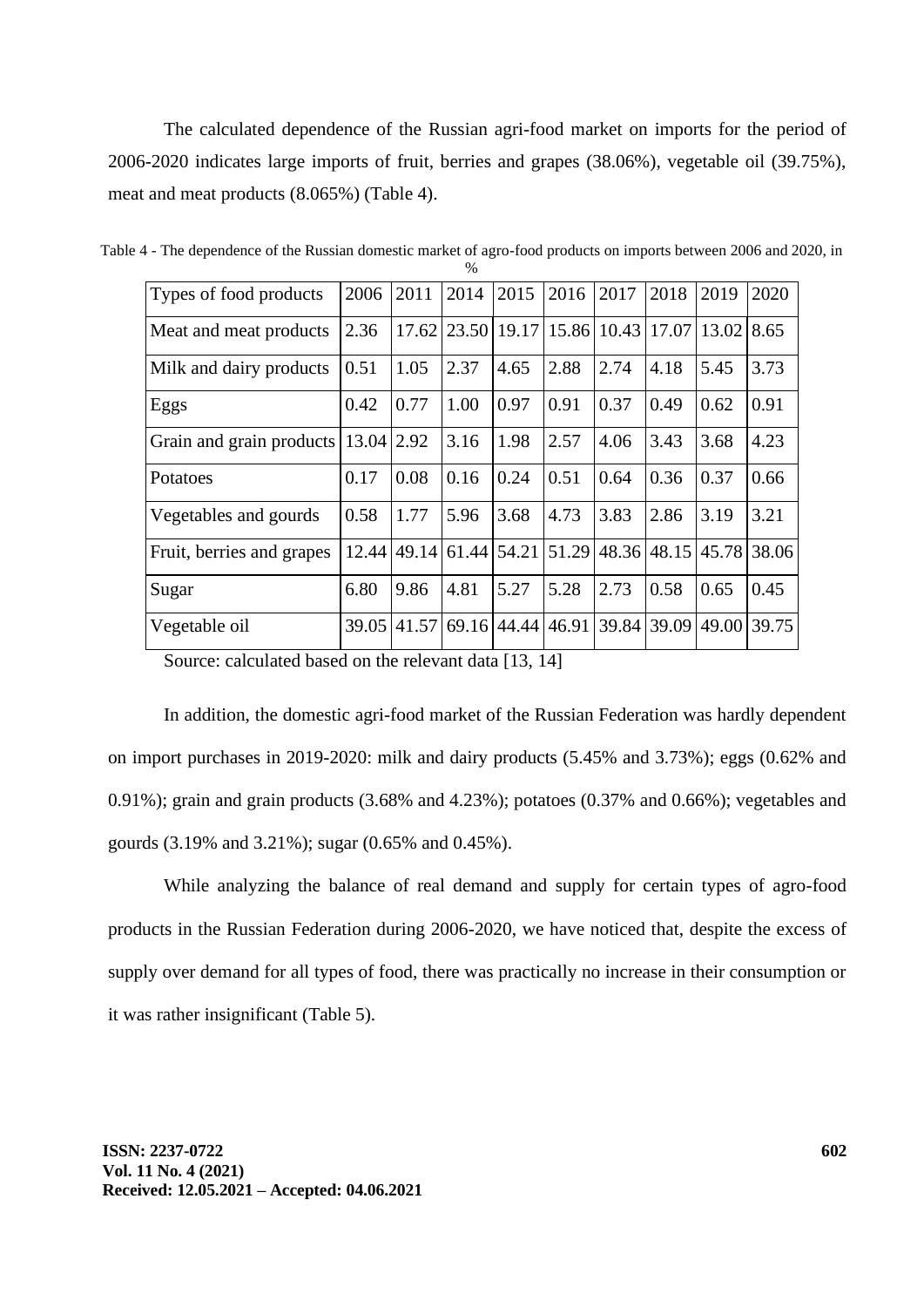The calculated dependence of the Russian agri-food market on imports for the period of 2006-2020 indicates large imports of fruit, berries and grapes (38.06%), vegetable oil (39.75%), meat and meat products (8.065%) (Table 4).

Table 4 - The dependence of the Russian domestic market of agro-food products on imports between 2006 and 2020, in %

| Types of food products | 2006 | 2011 | 2014 | 2015 | 2016 | 2017 | 2018 | 2019 | 2020 |
|---|---|---|---|---|---|---|---|---|---|
| Meat and meat products | 2.36 | 17.62 | 23.50 | 19.17 | 15.86 | 10.43 | 17.07 | 13.02 | 8.65 |
| Milk and dairy products | 0.51 | 1.05 | 2.37 | 4.65 | 2.88 | 2.74 | 4.18 | 5.45 | 3.73 |
| Eggs | 0.42 | 0.77 | 1.00 | 0.97 | 0.91 | 0.37 | 0.49 | 0.62 | 0.91 |
| Grain and grain products | 13.04 | 2.92 | 3.16 | 1.98 | 2.57 | 4.06 | 3.43 | 3.68 | 4.23 |
| Potatoes | 0.17 | 0.08 | 0.16 | 0.24 | 0.51 | 0.64 | 0.36 | 0.37 | 0.66 |
| Vegetables and gourds | 0.58 | 1.77 | 5.96 | 3.68 | 4.73 | 3.83 | 2.86 | 3.19 | 3.21 |
| Fruit, berries and grapes | 12.44 | 49.14 | 61.44 | 54.21 | 51.29 | 48.36 | 48.15 | 45.78 | 38.06 |
| Sugar | 6.80 | 9.86 | 4.81 | 5.27 | 5.28 | 2.73 | 0.58 | 0.65 | 0.45 |
| Vegetable oil | 39.05 | 41.57 | 69.16 | 44.44 | 46.91 | 39.84 | 39.09 | 49.00 | 39.75 |

Source: calculated based on the relevant data [13, 14]

In addition, the domestic agri-food market of the Russian Federation was hardly dependent on import purchases in 2019-2020: milk and dairy products (5.45% and 3.73%); eggs (0.62% and 0.91%); grain and grain products (3.68% and 4.23%); potatoes (0.37% and 0.66%); vegetables and gourds (3.19% and 3.21%); sugar (0.65% and 0.45%).

While analyzing the balance of real demand and supply for certain types of agro-food products in the Russian Federation during 2006-2020, we have noticed that, despite the excess of supply over demand for all types of food, there was practically no increase in their consumption or it was rather insignificant (Table 5).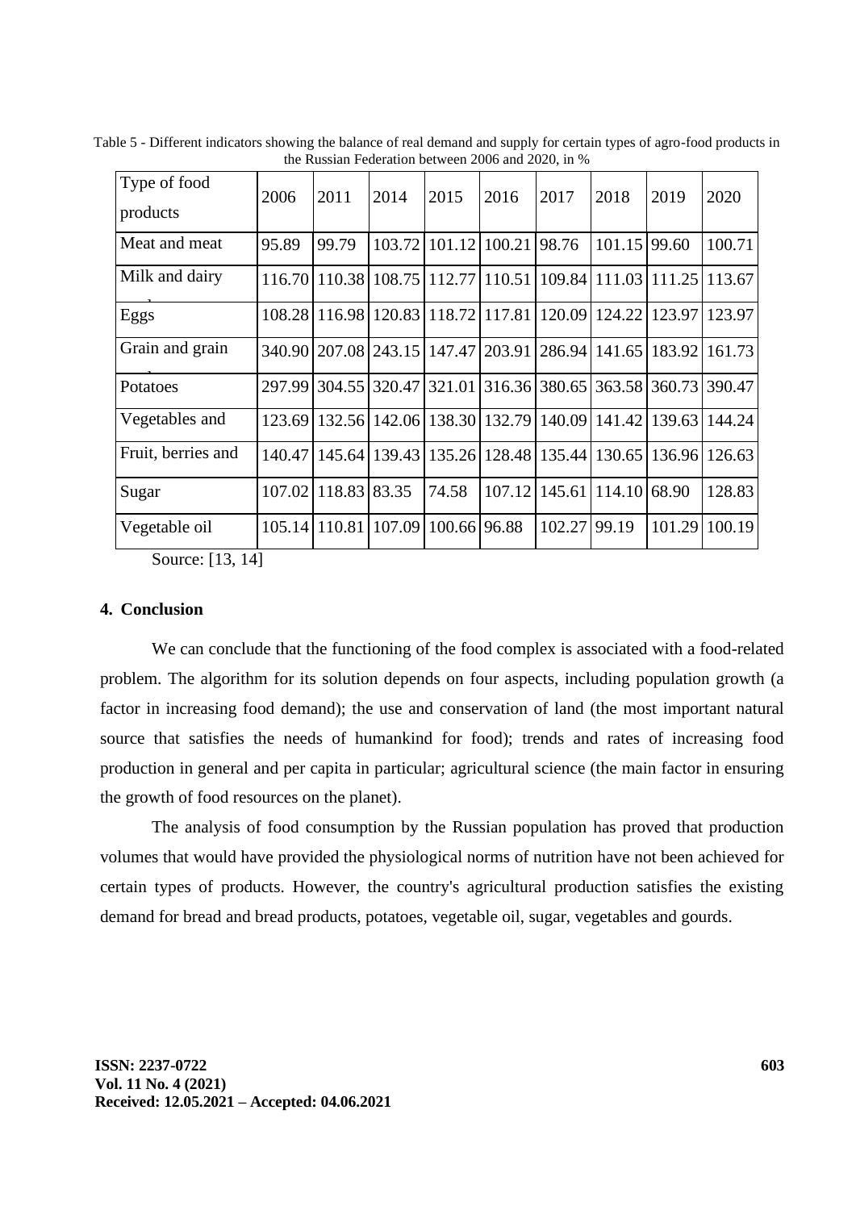Table 5 - Different indicators showing the balance of real demand and supply for certain types of agro-food products in the Russian Federation between 2006 and 2020, in %

| Type of food products | 2006 | 2011 | 2014 | 2015 | 2016 | 2017 | 2018 | 2019 | 2020 |
|---|---|---|---|---|---|---|---|---|---|
| Meat and meat | 95.89 | 99.79 | 103.72 | 101.12 | 100.21 | 98.76 | 101.15 | 99.60 | 100.71 |
| Milk and dairy | 116.70 | 110.38 | 108.75 | 112.77 | 110.51 | 109.84 | 111.03 | 111.25 | 113.67 |
| Eggs | 108.28 | 116.98 | 120.83 | 118.72 | 117.81 | 120.09 | 124.22 | 123.97 | 123.97 |
| Grain and grain | 340.90 | 207.08 | 243.15 | 147.47 | 203.91 | 286.94 | 141.65 | 183.92 | 161.73 |
| Potatoes | 297.99 | 304.55 | 320.47 | 321.01 | 316.36 | 380.65 | 363.58 | 360.73 | 390.47 |
| Vegetables and | 123.69 | 132.56 | 142.06 | 138.30 | 132.79 | 140.09 | 141.42 | 139.63 | 144.24 |
| Fruit, berries and | 140.47 | 145.64 | 139.43 | 135.26 | 128.48 | 135.44 | 130.65 | 136.96 | 126.63 |
| Sugar | 107.02 | 118.83 | 83.35 | 74.58 | 107.12 | 145.61 | 114.10 | 68.90 | 128.83 |
| Vegetable oil | 105.14 | 110.81 | 107.09 | 100.66 | 96.88 | 102.27 | 99.19 | 101.29 | 100.19 |

Source: [13, 14]

## 4. Conclusion

We can conclude that the functioning of the food complex is associated with a food-related problem. The algorithm for its solution depends on four aspects, including population growth (a factor in increasing food demand); the use and conservation of land (the most important natural source that satisfies the needs of humankind for food); trends and rates of increasing food production in general and per capita in particular; agricultural science (the main factor in ensuring the growth of food resources on the planet).

The analysis of food consumption by the Russian population has proved that production volumes that would have provided the physiological norms of nutrition have not been achieved for certain types of products. However, the country's agricultural production satisfies the existing demand for bread and bread products, potatoes, vegetable oil, sugar, vegetables and gourds.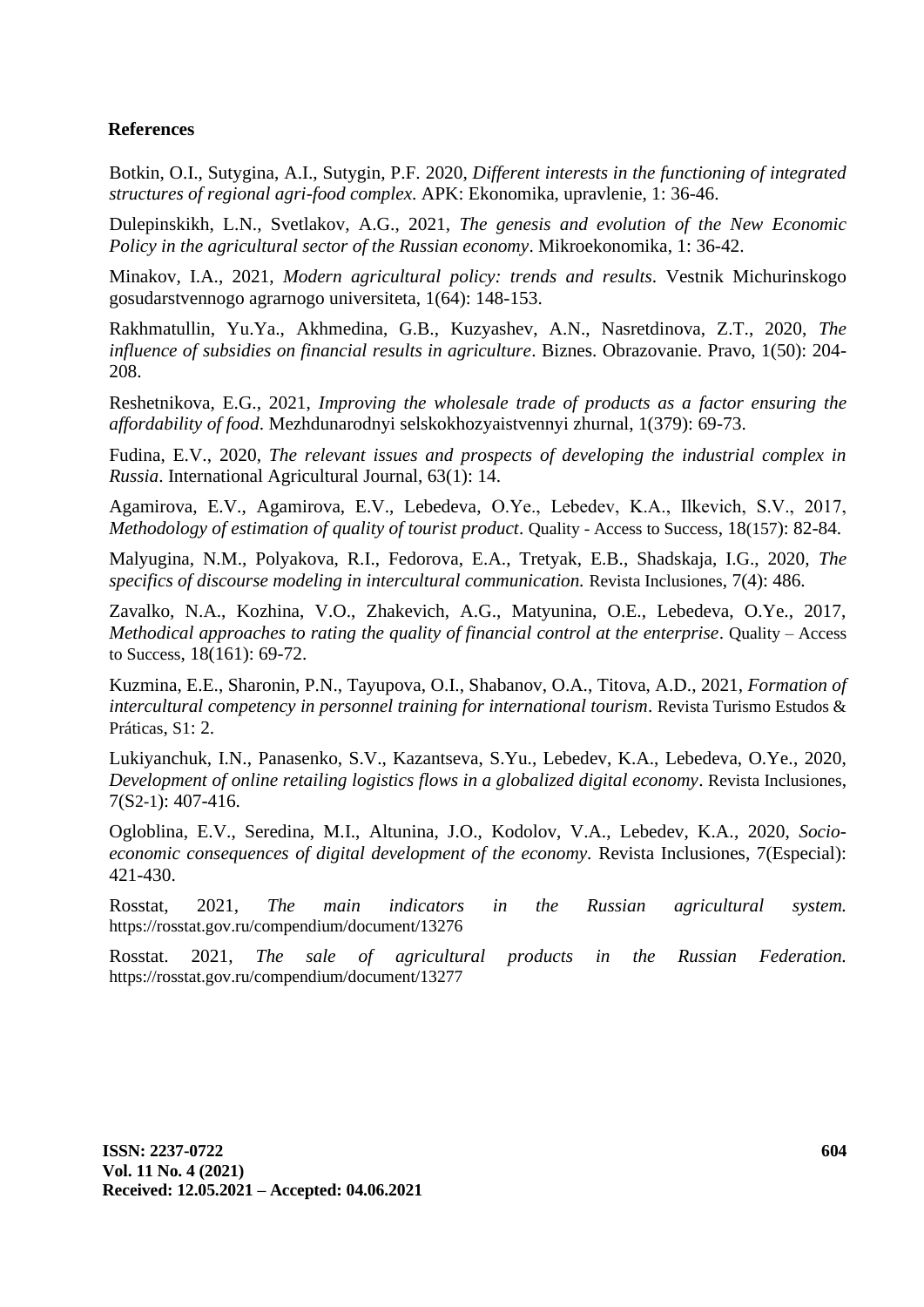## References

Botkin, O.I., Sutygina, A.I., Sutygin, P.F. 2020, *Different interests in the functioning of integrated structures of regional agri-food complex*. APK: Ekonomika, upravlenie, 1: 36-46.

Dulepinskikh, L.N., Svetlakov, A.G., 2021, *The genesis and evolution of the New Economic Policy in the agricultural sector of the Russian economy*. Mikroekonomika, 1: 36-42.

Minakov, I.A., 2021, *Modern agricultural policy: trends and results*. Vestnik Michurinskogo gosudarstvennogo agrarnogo universiteta, 1(64): 148-153.

Rakhmatullin, Yu.Ya., Akhmedina, G.B., Kuzyashev, A.N., Nasretdinova, Z.T., 2020, *The influence of subsidies on financial results in agriculture*. Biznes. Obrazovanie. Pravo, 1(50): 204-208.

Reshetnikova, E.G., 2021, *Improving the wholesale trade of products as a factor ensuring the affordability of food*. Mezhdunarodnyi selskokhozyaistvennyi zhurnal, 1(379): 69-73.

Fudina, E.V., 2020, *The relevant issues and prospects of developing the industrial complex in Russia*. International Agricultural Journal, 63(1): 14.

Agamirova, E.V., Agamirova, E.V., Lebedeva, O.Ye., Lebedev, K.A., Ilkevich, S.V., 2017, *Methodology of estimation of quality of tourist product*. Quality - Access to Success, 18(157): 82-84.

Malyugina, N.M., Polyakova, R.I., Fedorova, E.A., Tretyak, E.B., Shadskaja, I.G., 2020, *The specifics of discourse modeling in intercultural communication.* Revista Inclusiones, 7(4): 486.

Zavalko, N.A., Kozhina, V.O., Zhakevich, A.G., Matyunina, O.E., Lebedeva, O.Ye., 2017, *Methodical approaches to rating the quality of financial control at the enterprise*. Quality – Access to Success, 18(161): 69-72.

Kuzmina, E.E., Sharonin, P.N., Tayupova, O.I., Shabanov, O.A., Titova, A.D., 2021, *Formation of intercultural competency in personnel training for international tourism*. Revista Turismo Estudos & Práticas, S1: 2.

Lukiyanchuk, I.N., Panasenko, S.V., Kazantseva, S.Yu., Lebedev, K.A., Lebedeva, O.Ye., 2020, *Development of online retailing logistics flows in a globalized digital economy*. Revista Inclusiones, 7(S2-1): 407-416.

Ogloblina, E.V., Seredina, M.I., Altunina, J.O., Kodolov, V.A., Lebedev, K.A., 2020, *Socio-economic consequences of digital development of the economy*. Revista Inclusiones, 7(Especial): 421-430.

Rosstat, 2021, *The main indicators in the Russian agricultural system.* https://rosstat.gov.ru/compendium/document/13276

Rosstat. 2021, *The sale of agricultural products in the Russian Federation.* https://rosstat.gov.ru/compendium/document/13277